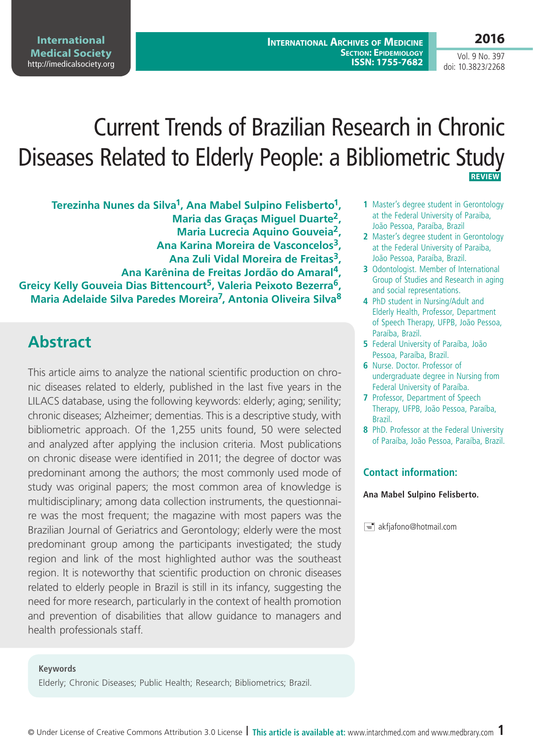# Current Trends of Brazilian Research in Chronic Diseases Related to Elderly People: a Bibliometric Study

REVIEW

**Terezinha Nunes da Silva[1], Ana Mabel Sulpino Felisberto[1], Maria das Graças Miguel Duarte[2], Maria Lucrecia Aquino Gouveia[2], Ana Karina Moreira de Vasconcelos[3], Ana Zuli Vidal Moreira de Freitas[3], Ana Karênina de Freitas Jordão do Amaral[4], Greicy Kelly Gouveia Dias Bittencourt[5], Valeria Peixoto Bezerra[6], Maria Adelaide Silva Paredes Moreira[7], Antonia Oliveira Silva[8]**

1 Master's degree student in Gerontology at the Federal University of Paraiba, João Pessoa, Paraíba, Brazil

2 Master's degree student in Gerontology at the Federal University of Paraiba, João Pessoa, Paraíba, Brazil.

3 Odontologist. Member of International Group of Studies and Research in aging and social representations.

4 PhD student in Nursing/Adult and Elderly Health, Professor, Department of Speech Therapy, UFPB, João Pessoa, Paraíba, Brazil.

5 Federal University of Paraíba, João Pessoa, Paraíba, Brazil.

6 Nurse. Doctor. Professor of undergraduate degree in Nursing from Federal University of Paraíba.

7 Professor, Department of Speech Therapy, UFPB, João Pessoa, Paraíba, Brazil.

8 PhD. Professor at the Federal University of Paraíba, João Pessoa, Paraíba, Brazil.

## Contact information:

**Ana Mabel Sulpino Felisberto.**

akfjafono@hotmail.com

## Abstract

This article aims to analyze the national scientific production on chronic diseases related to elderly, published in the last five years in the LILACS database, using the following keywords: elderly; aging; senility; chronic diseases; Alzheimer; dementias. This is a descriptive study, with bibliometric approach. Of the 1,255 units found, 50 were selected and analyzed after applying the inclusion criteria. Most publications on chronic disease were identified in 2011; the degree of doctor was predominant among the authors; the most commonly used mode of study was original papers; the most common area of knowledge is multidisciplinary; among data collection instruments, the questionnaire was the most frequent; the magazine with most papers was the Brazilian Journal of Geriatrics and Gerontology; elderly were the most predominant group among the participants investigated; the study region and link of the most highlighted author was the southeast region. It is noteworthy that scientific production on chronic diseases related to elderly people in Brazil is still in its infancy, suggesting the need for more research, particularly in the context of health promotion and prevention of disabilities that allow guidance to managers and health professionals staff.

**Keywords**

Elderly; Chronic Diseases; Public Health; Research; Bibliometrics; Brazil.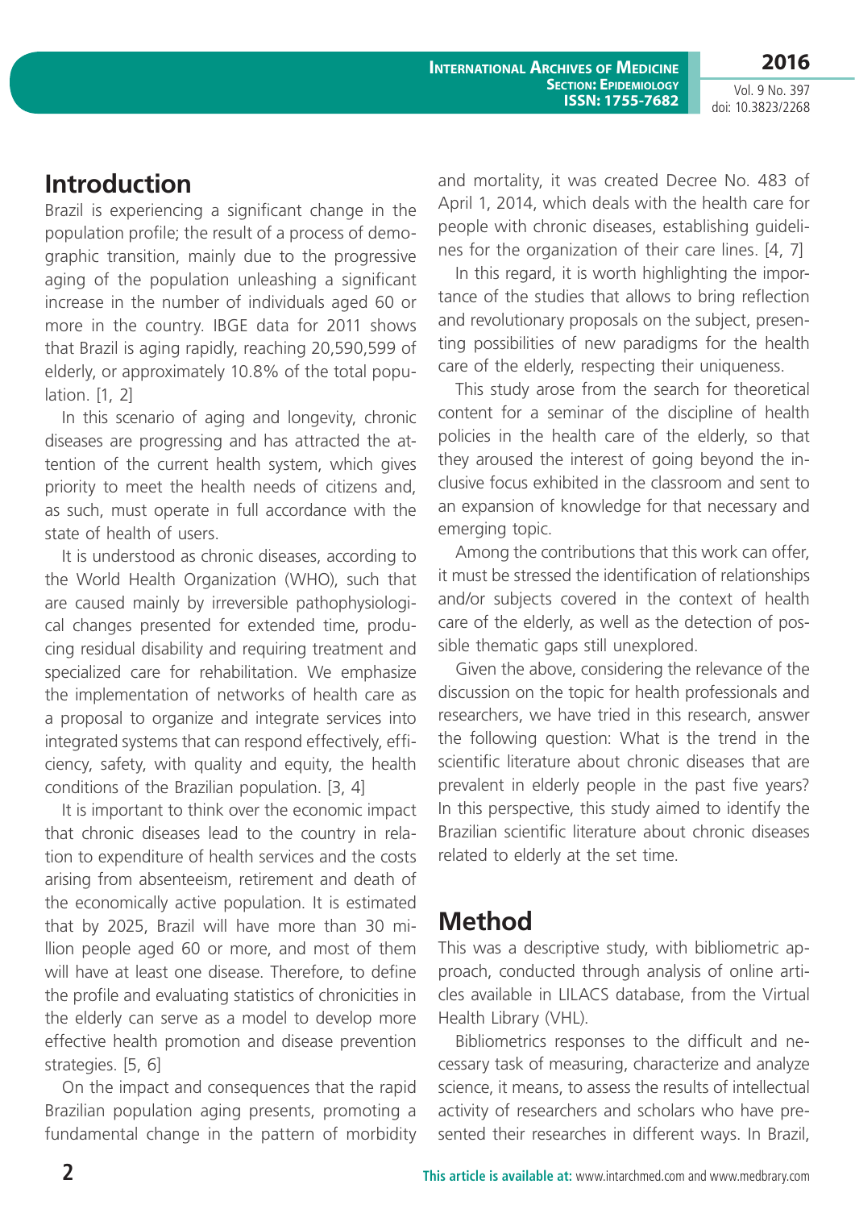## Introduction

Brazil is experiencing a significant change in the population profile; the result of a process of demographic transition, mainly due to the progressive aging of the population unleashing a significant increase in the number of individuals aged 60 or more in the country. IBGE data for 2011 shows that Brazil is aging rapidly, reaching 20,590,599 of elderly, or approximately 10.8% of the total population. [1, 2]

In this scenario of aging and longevity, chronic diseases are progressing and has attracted the attention of the current health system, which gives priority to meet the health needs of citizens and, as such, must operate in full accordance with the state of health of users.

It is understood as chronic diseases, according to the World Health Organization (WHO), such that are caused mainly by irreversible pathophysiological changes presented for extended time, producing residual disability and requiring treatment and specialized care for rehabilitation. We emphasize the implementation of networks of health care as a proposal to organize and integrate services into integrated systems that can respond effectively, efficiency, safety, with quality and equity, the health conditions of the Brazilian population. [3, 4]

It is important to think over the economic impact that chronic diseases lead to the country in relation to expenditure of health services and the costs arising from absenteeism, retirement and death of the economically active population. It is estimated that by 2025, Brazil will have more than 30 million people aged 60 or more, and most of them will have at least one disease. Therefore, to define the profile and evaluating statistics of chronicities in the elderly can serve as a model to develop more effective health promotion and disease prevention strategies. [5, 6]

On the impact and consequences that the rapid Brazilian population aging presents, promoting a fundamental change in the pattern of morbidity and mortality, it was created Decree No. 483 of April 1, 2014, which deals with the health care for people with chronic diseases, establishing guidelines for the organization of their care lines. [4, 7]

In this regard, it is worth highlighting the importance of the studies that allows to bring reflection and revolutionary proposals on the subject, presenting possibilities of new paradigms for the health care of the elderly, respecting their uniqueness.

This study arose from the search for theoretical content for a seminar of the discipline of health policies in the health care of the elderly, so that they aroused the interest of going beyond the inclusive focus exhibited in the classroom and sent to an expansion of knowledge for that necessary and emerging topic.

Among the contributions that this work can offer, it must be stressed the identification of relationships and/or subjects covered in the context of health care of the elderly, as well as the detection of possible thematic gaps still unexplored.

Given the above, considering the relevance of the discussion on the topic for health professionals and researchers, we have tried in this research, answer the following question: What is the trend in the scientific literature about chronic diseases that are prevalent in elderly people in the past five years? In this perspective, this study aimed to identify the Brazilian scientific literature about chronic diseases related to elderly at the set time.

## Method

This was a descriptive study, with bibliometric approach, conducted through analysis of online articles available in LILACS database, from the Virtual Health Library (VHL).

Bibliometrics responses to the difficult and necessary task of measuring, characterize and analyze science, it means, to assess the results of intellectual activity of researchers and scholars who have presented their researches in different ways. In Brazil,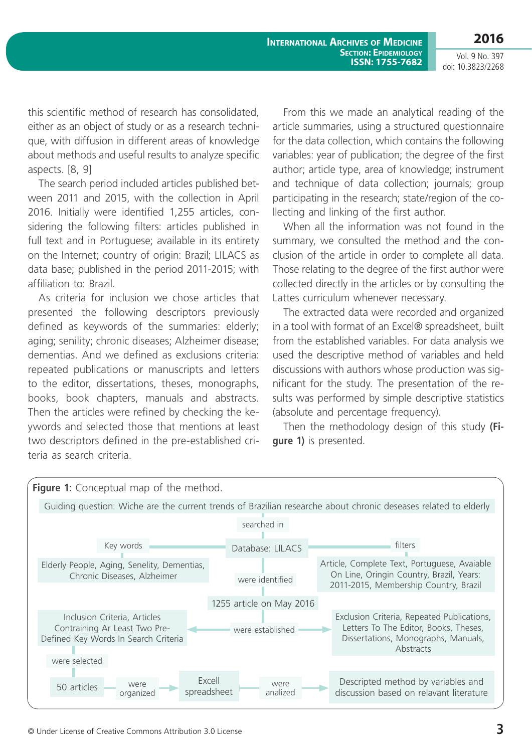this scientific method of research has consolidated, either as an object of study or as a research technique, with diffusion in different areas of knowledge about methods and useful results to analyze specific aspects. [8, 9]

The search period included articles published between 2011 and 2015, with the collection in April 2016. Initially were identified 1,255 articles, considering the following filters: articles published in full text and in Portuguese; available in its entirety on the Internet; country of origin: Brazil; LILACS as data base; published in the period 2011-2015; with affiliation to: Brazil.

As criteria for inclusion we chose articles that presented the following descriptors previously defined as keywords of the summaries: elderly; aging; senility; chronic diseases; Alzheimer disease; dementias. And we defined as exclusions criteria: repeated publications or manuscripts and letters to the editor, dissertations, theses, monographs, books, book chapters, manuals and abstracts. Then the articles were refined by checking the keywords and selected those that mentions at least two descriptors defined in the pre-established criteria as search criteria.

From this we made an analytical reading of the article summaries, using a structured questionnaire for the data collection, which contains the following variables: year of publication; the degree of the first author; article type, area of knowledge; instrument and technique of data collection; journals; group participating in the research; state/region of the collecting and linking of the first author.

When all the information was not found in the summary, we consulted the method and the conclusion of the article in order to complete all data. Those relating to the degree of the first author were collected directly in the articles or by consulting the Lattes curriculum whenever necessary.

The extracted data were recorded and organized in a tool with format of an Excel® spreadsheet, built from the established variables. For data analysis we used the descriptive method of variables and held discussions with authors whose production was significant for the study. The presentation of the results was performed by simple descriptive statistics (absolute and percentage frequency).

Then the methodology design of this study **(Figure 1)** is presented.

**Figure 1:** Conceptual map of the method.

Guiding question: Wiche are the current trends of Brazilian researche about chronic deseases related to elderly

searched in

Database: LILACS

Key words: Elderly People, Aging, Senelity, Dementias, Chronic Diseases, Alzheimer

filters: Article, Complete Text, Portuguese, Avaiable On Line, Oringin Country, Brazil, Years: 2011-2015, Membership Country, Brazil

were identified

1255 article on May 2016

were established

Inclusion Criteria, Articles Contraining Ar Least Two Pre-Defined Key Words In Search Criteria

Exclusion Criteria, Repeated Publications, Letters To The Editor, Books, Theses, Dissertations, Monographs, Manuals, Abstracts

were selected

50 articles → were organized → Excell spreadsheet → were analized → Descripted method by variables and discussion based on relavant literature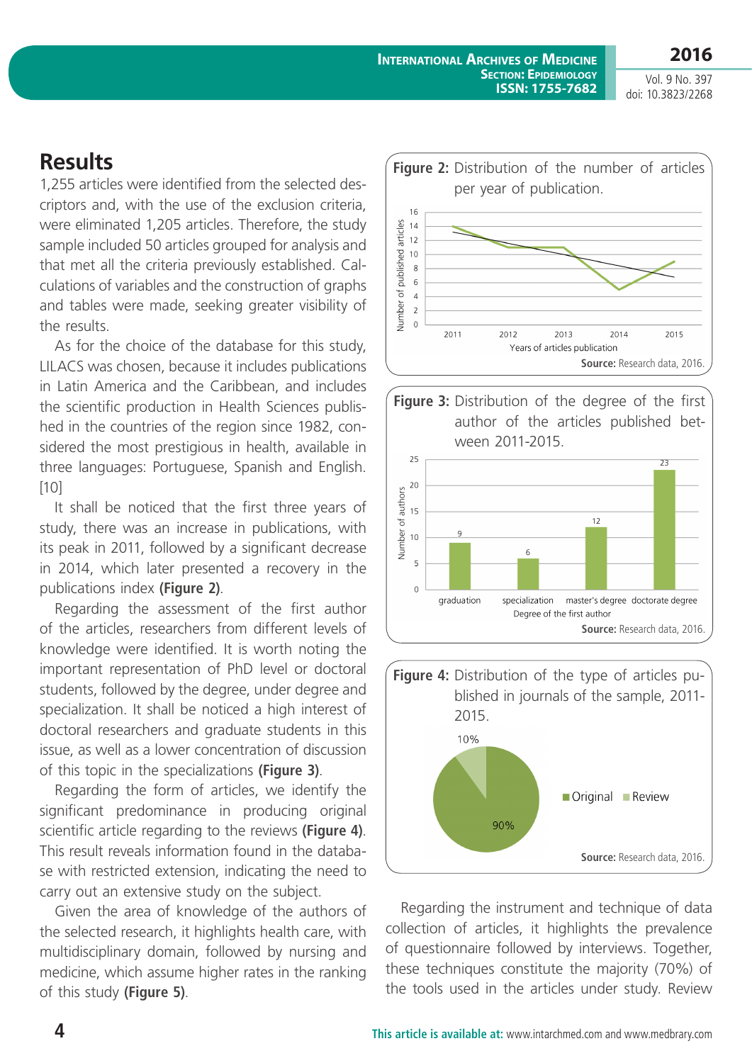## Results

1,255 articles were identified from the selected descriptors and, with the use of the exclusion criteria, were eliminated 1,205 articles. Therefore, the study sample included 50 articles grouped for analysis and that met all the criteria previously established. Calculations of variables and the construction of graphs and tables were made, seeking greater visibility of the results.

As for the choice of the database for this study, LILACS was chosen, because it includes publications in Latin America and the Caribbean, and includes the scientific production in Health Sciences published in the countries of the region since 1982, considered the most prestigious in health, available in three languages: Portuguese, Spanish and English. [10]

It shall be noticed that the first three years of study, there was an increase in publications, with its peak in 2011, followed by a significant decrease in 2014, which later presented a recovery in the publications index **(Figure 2)**.

Regarding the assessment of the first author of the articles, researchers from different levels of knowledge were identified. It is worth noting the important representation of PhD level or doctoral students, followed by the degree, under degree and specialization. It shall be noticed a high interest of doctoral researchers and graduate students in this issue, as well as a lower concentration of discussion of this topic in the specializations **(Figure 3)**.

Regarding the form of articles, we identify the significant predominance in producing original scientific article regarding to the reviews **(Figure 4)**. This result reveals information found in the database with restricted extension, indicating the need to carry out an extensive study on the subject.

Given the area of knowledge of the authors of the selected research, it highlights health care, with multidisciplinary domain, followed by nursing and medicine, which assume higher rates in the ranking of this study **(Figure 5)**.

**Figure 2:** Distribution of the number of articles per year of publication.

**Source:** Research data, 2016.

**Figure 3:** Distribution of the degree of the first author of the articles published between 2011-2015.

**Source:** Research data, 2016.

**Figure 4:** Distribution of the type of articles published in journals of the sample, 2011-2015.

**Source:** Research data, 2016.

Regarding the instrument and technique of data collection of articles, it highlights the prevalence of questionnaire followed by interviews. Together, these techniques constitute the majority (70%) of the tools used in the articles under study. Review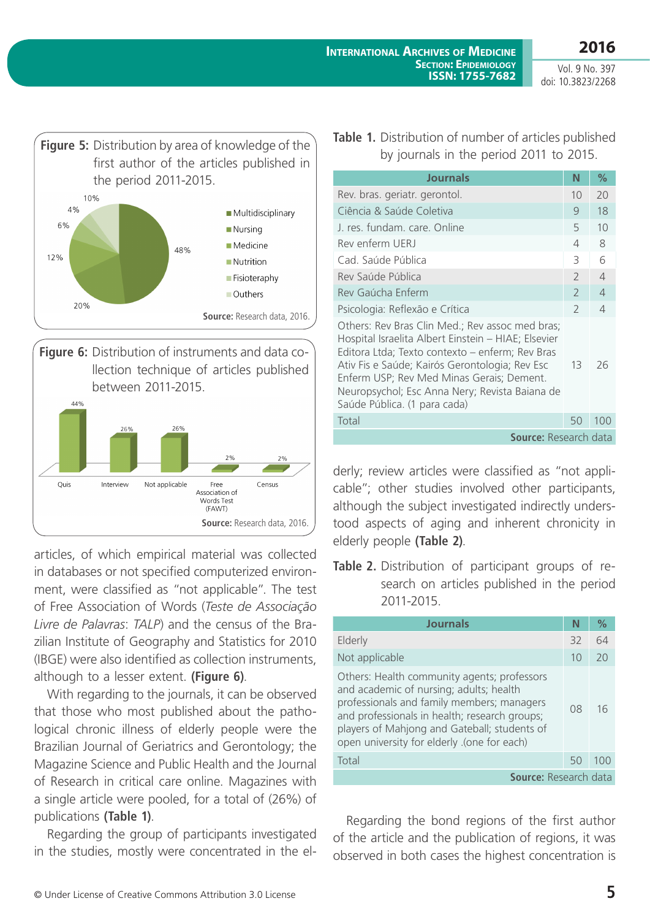**Figure 5:** Distribution by area of knowledge of the first author of the articles published in the period 2011-2015.

Source: Research data, 2016.

**Figure 6:** Distribution of instruments and data collection technique of articles published between 2011-2015.

Source: Research data, 2016.

articles, of which empirical material was collected in databases or not specified computerized environment, were classified as "not applicable". The test of Free Association of Words (*Teste de Associação Livre de Palavras*: *TALP*) and the census of the Brazilian Institute of Geography and Statistics for 2010 (IBGE) were also identified as collection instruments, although to a lesser extent. **(Figure 6)**.

With regarding to the journals, it can be observed that those who most published about the pathological chronic illness of elderly people were the Brazilian Journal of Geriatrics and Gerontology; the Magazine Science and Public Health and the Journal of Research in critical care online. Magazines with a single article were pooled, for a total of (26%) of publications **(Table 1)**.

Regarding the group of participants investigated in the studies, mostly were concentrated in the elderly; review articles were classified as "not applicable"; other studies involved other participants, although the subject investigated indirectly understood aspects of aging and inherent chronicity in elderly people **(Table 2)**.

**Table 1.** Distribution of number of articles published by journals in the period 2011 to 2015.

| Journals | N | % |
|---|---|---|
| Rev. bras. geriatr. gerontol. | 10 | 20 |
| Ciência & Saúde Coletiva | 9 | 18 |
| J. res. fundam. care. Online | 5 | 10 |
| Rev enferm UERJ | 4 | 8 |
| Cad. Saúde Pública | 3 | 6 |
| Rev Saúde Pública | 2 | 4 |
| Rev Gaúcha Enferm | 2 | 4 |
| Psicologia: Reflexão e Crítica | 2 | 4 |
| Others: Rev Bras Clin Med.; Rev assoc med bras; Hospital Israelita Albert Einstein – HIAE; Elsevier Editora Ltda; Texto contexto – enferm; Rev Bras Ativ Fis e Saúde; Kairós Gerontologia; Rev Esc Enferm USP; Rev Med Minas Gerais; Dement. Neuropsychol; Esc Anna Nery; Revista Baiana de Saúde Pública. (1 para cada) | 13 | 26 |
| Total | 50 | 100 |

**Source:** Research data

**Table 2.** Distribution of participant groups of research on articles published in the period 2011-2015.

| Journals | N | % |
|---|---|---|
| Elderly | 32 | 64 |
| Not applicable | 10 | 20 |
| Others: Health community agents; professors and academic of nursing; adults; health professionals and family members; managers and professionals in health; research groups; players of Mahjong and Gateball; students of open university for elderly .(one for each) | 08 | 16 |
| Total | 50 | 100 |

**Source:** Research data

Regarding the bond regions of the first author of the article and the publication of regions, it was observed in both cases the highest concentration is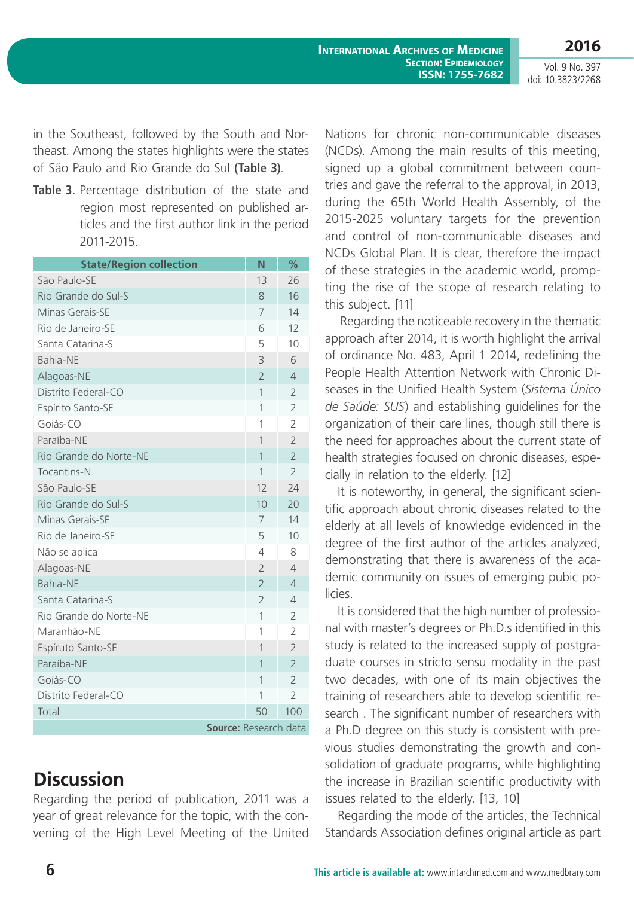in the Southeast, followed by the South and Northeast. Among the states highlights were the states of São Paulo and Rio Grande do Sul **(Table 3)**.

**Table 3.** Percentage distribution of the state and region most represented on published articles and the first author link in the period 2011-2015.

| State/Region collection | N | % |
|---|---|---|
| São Paulo-SE | 13 | 26 |
| Rio Grande do Sul-S | 8 | 16 |
| Minas Gerais-SE | 7 | 14 |
| Rio de Janeiro-SE | 6 | 12 |
| Santa Catarina-S | 5 | 10 |
| Bahia-NE | 3 | 6 |
| Alagoas-NE | 2 | 4 |
| Distrito Federal-CO | 1 | 2 |
| Espírito Santo-SE | 1 | 2 |
| Goiás-CO | 1 | 2 |
| Paraíba-NE | 1 | 2 |
| Rio Grande do Norte-NE | 1 | 2 |
| Tocantins-N | 1 | 2 |
| São Paulo-SE | 12 | 24 |
| Rio Grande do Sul-S | 10 | 20 |
| Minas Gerais-SE | 7 | 14 |
| Rio de Janeiro-SE | 5 | 10 |
| Não se aplica | 4 | 8 |
| Alagoas-NE | 2 | 4 |
| Bahia-NE | 2 | 4 |
| Santa Catarina-S | 2 | 4 |
| Rio Grande do Norte-NE | 1 | 2 |
| Maranhão-NE | 1 | 2 |
| Espíruto Santo-SE | 1 | 2 |
| Paraíba-NE | 1 | 2 |
| Goiás-CO | 1 | 2 |
| Distrito Federal-CO | 1 | 2 |
| Total | 50 | 100 |

**Source:** Research data

## Discussion

Regarding the period of publication, 2011 was a year of great relevance for the topic, with the convening of the High Level Meeting of the United Nations for chronic non-communicable diseases (NCDs). Among the main results of this meeting, signed up a global commitment between countries and gave the referral to the approval, in 2013, during the 65th World Health Assembly, of the 2015-2025 voluntary targets for the prevention and control of non-communicable diseases and NCDs Global Plan. It is clear, therefore the impact of these strategies in the academic world, prompting the rise of the scope of research relating to this subject. [11]

Regarding the noticeable recovery in the thematic approach after 2014, it is worth highlight the arrival of ordinance No. 483, April 1 2014, redefining the People Health Attention Network with Chronic Diseases in the Unified Health System (*Sistema Único de Saúde: SUS*) and establishing guidelines for the organization of their care lines, though still there is the need for approaches about the current state of health strategies focused on chronic diseases, especially in relation to the elderly. [12]

It is noteworthy, in general, the significant scientific approach about chronic diseases related to the elderly at all levels of knowledge evidenced in the degree of the first author of the articles analyzed, demonstrating that there is awareness of the academic community on issues of emerging pubic policies.

It is considered that the high number of professional with master's degrees or Ph.D.s identified in this study is related to the increased supply of postgraduate courses in stricto sensu modality in the past two decades, with one of its main objectives the training of researchers able to develop scientific research . The significant number of researchers with a Ph.D degree on this study is consistent with previous studies demonstrating the growth and consolidation of graduate programs, while highlighting the increase in Brazilian scientific productivity with issues related to the elderly. [13, 10]

Regarding the mode of the articles, the Technical Standards Association defines original article as part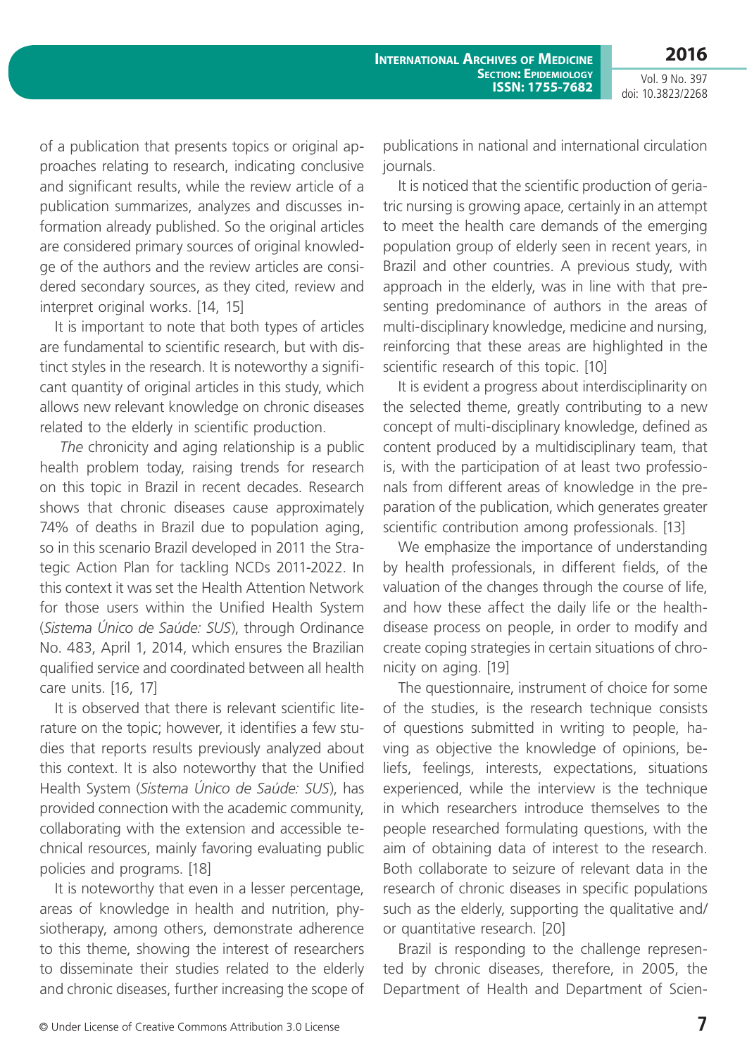of a publication that presents topics or original approaches relating to research, indicating conclusive and significant results, while the review article of a publication summarizes, analyzes and discusses information already published. So the original articles are considered primary sources of original knowledge of the authors and the review articles are considered secondary sources, as they cited, review and interpret original works. [14, 15]

It is important to note that both types of articles are fundamental to scientific research, but with distinct styles in the research. It is noteworthy a significant quantity of original articles in this study, which allows new relevant knowledge on chronic diseases related to the elderly in scientific production.

*The* chronicity and aging relationship is a public health problem today, raising trends for research on this topic in Brazil in recent decades. Research shows that chronic diseases cause approximately 74% of deaths in Brazil due to population aging, so in this scenario Brazil developed in 2011 the Strategic Action Plan for tackling NCDs 2011-2022. In this context it was set the Health Attention Network for those users within the Unified Health System (*Sistema Único de Saúde: SUS*), through Ordinance No. 483, April 1, 2014, which ensures the Brazilian qualified service and coordinated between all health care units. [16, 17]

It is observed that there is relevant scientific literature on the topic; however, it identifies a few studies that reports results previously analyzed about this context. It is also noteworthy that the Unified Health System (*Sistema Único de Saúde: SUS*), has provided connection with the academic community, collaborating with the extension and accessible technical resources, mainly favoring evaluating public policies and programs. [18]

It is noteworthy that even in a lesser percentage, areas of knowledge in health and nutrition, physiotherapy, among others, demonstrate adherence to this theme, showing the interest of researchers to disseminate their studies related to the elderly and chronic diseases, further increasing the scope of publications in national and international circulation journals.

It is noticed that the scientific production of geriatric nursing is growing apace, certainly in an attempt to meet the health care demands of the emerging population group of elderly seen in recent years, in Brazil and other countries. A previous study, with approach in the elderly, was in line with that presenting predominance of authors in the areas of multi-disciplinary knowledge, medicine and nursing, reinforcing that these areas are highlighted in the scientific research of this topic. [10]

It is evident a progress about interdisciplinarity on the selected theme, greatly contributing to a new concept of multi-disciplinary knowledge, defined as content produced by a multidisciplinary team, that is, with the participation of at least two professionals from different areas of knowledge in the preparation of the publication, which generates greater scientific contribution among professionals. [13]

We emphasize the importance of understanding by health professionals, in different fields, of the valuation of the changes through the course of life, and how these affect the daily life or the health-disease process on people, in order to modify and create coping strategies in certain situations of chronicity on aging. [19]

The questionnaire, instrument of choice for some of the studies, is the research technique consists of questions submitted in writing to people, having as objective the knowledge of opinions, beliefs, feelings, interests, expectations, situations experienced, while the interview is the technique in which researchers introduce themselves to the people researched formulating questions, with the aim of obtaining data of interest to the research. Both collaborate to seizure of relevant data in the research of chronic diseases in specific populations such as the elderly, supporting the qualitative and/or quantitative research. [20]

Brazil is responding to the challenge represented by chronic diseases, therefore, in 2005, the Department of Health and Department of Scien-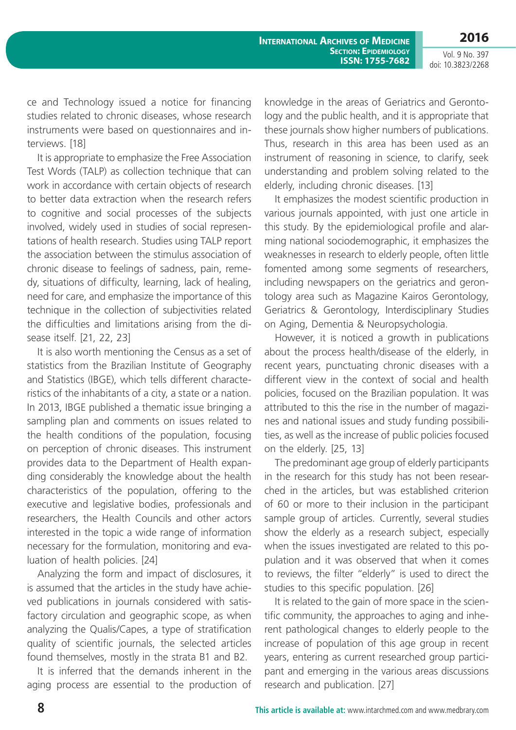ce and Technology issued a notice for financing studies related to chronic diseases, whose research instruments were based on questionnaires and interviews. [18]

It is appropriate to emphasize the Free Association Test Words (TALP) as collection technique that can work in accordance with certain objects of research to better data extraction when the research refers to cognitive and social processes of the subjects involved, widely used in studies of social representations of health research. Studies using TALP report the association between the stimulus association of chronic disease to feelings of sadness, pain, remedy, situations of difficulty, learning, lack of healing, need for care, and emphasize the importance of this technique in the collection of subjectivities related the difficulties and limitations arising from the disease itself. [21, 22, 23]

It is also worth mentioning the Census as a set of statistics from the Brazilian Institute of Geography and Statistics (IBGE), which tells different characteristics of the inhabitants of a city, a state or a nation. In 2013, IBGE published a thematic issue bringing a sampling plan and comments on issues related to the health conditions of the population, focusing on perception of chronic diseases. This instrument provides data to the Department of Health expanding considerably the knowledge about the health characteristics of the population, offering to the executive and legislative bodies, professionals and researchers, the Health Councils and other actors interested in the topic a wide range of information necessary for the formulation, monitoring and evaluation of health policies. [24]

Analyzing the form and impact of disclosures, it is assumed that the articles in the study have achieved publications in journals considered with satisfactory circulation and geographic scope, as when analyzing the Qualis/Capes, a type of stratification quality of scientific journals, the selected articles found themselves, mostly in the strata B1 and B2.

It is inferred that the demands inherent in the aging process are essential to the production of knowledge in the areas of Geriatrics and Gerontology and the public health, and it is appropriate that these journals show higher numbers of publications. Thus, research in this area has been used as an instrument of reasoning in science, to clarify, seek understanding and problem solving related to the elderly, including chronic diseases. [13]

It emphasizes the modest scientific production in various journals appointed, with just one article in this study. By the epidemiological profile and alarming national sociodemographic, it emphasizes the weaknesses in research to elderly people, often little fomented among some segments of researchers, including newspapers on the geriatrics and gerontology area such as Magazine Kairos Gerontology, Geriatrics & Gerontology, Interdisciplinary Studies on Aging, Dementia & Neuropsychologia.

However, it is noticed a growth in publications about the process health/disease of the elderly, in recent years, punctuating chronic diseases with a different view in the context of social and health policies, focused on the Brazilian population. It was attributed to this the rise in the number of magazines and national issues and study funding possibilities, as well as the increase of public policies focused on the elderly. [25, 13]

The predominant age group of elderly participants in the research for this study has not been researched in the articles, but was established criterion of 60 or more to their inclusion in the participant sample group of articles. Currently, several studies show the elderly as a research subject, especially when the issues investigated are related to this population and it was observed that when it comes to reviews, the filter "elderly" is used to direct the studies to this specific population. [26]

It is related to the gain of more space in the scientific community, the approaches to aging and inherent pathological changes to elderly people to the increase of population of this age group in recent years, entering as current researched group participant and emerging in the various areas discussions research and publication. [27]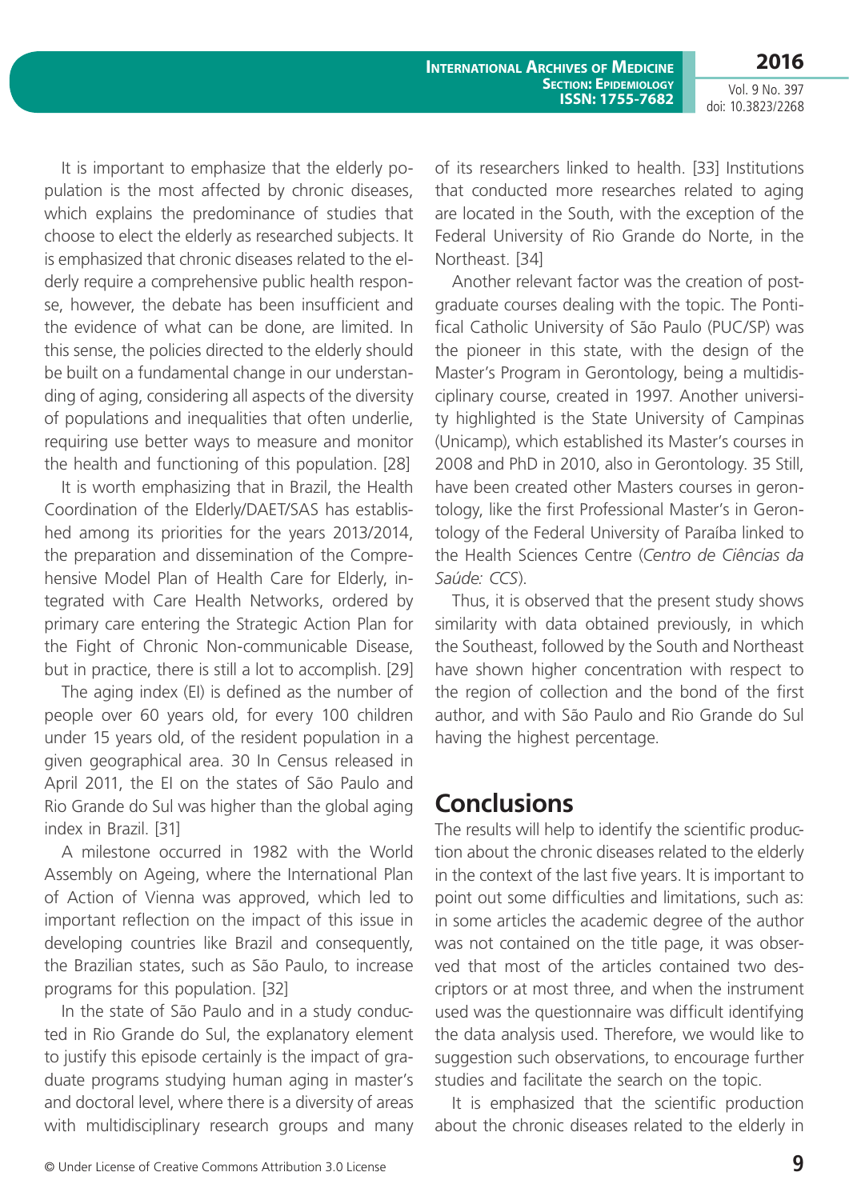It is important to emphasize that the elderly population is the most affected by chronic diseases, which explains the predominance of studies that choose to elect the elderly as researched subjects. It is emphasized that chronic diseases related to the elderly require a comprehensive public health response, however, the debate has been insufficient and the evidence of what can be done, are limited. In this sense, the policies directed to the elderly should be built on a fundamental change in our understanding of aging, considering all aspects of the diversity of populations and inequalities that often underlie, requiring use better ways to measure and monitor the health and functioning of this population. [28]

It is worth emphasizing that in Brazil, the Health Coordination of the Elderly/DAET/SAS has established among its priorities for the years 2013/2014, the preparation and dissemination of the Comprehensive Model Plan of Health Care for Elderly, integrated with Care Health Networks, ordered by primary care entering the Strategic Action Plan for the Fight of Chronic Non-communicable Disease, but in practice, there is still a lot to accomplish. [29]

The aging index (EI) is defined as the number of people over 60 years old, for every 100 children under 15 years old, of the resident population in a given geographical area. 30 In Census released in April 2011, the EI on the states of São Paulo and Rio Grande do Sul was higher than the global aging index in Brazil. [31]

A milestone occurred in 1982 with the World Assembly on Ageing, where the International Plan of Action of Vienna was approved, which led to important reflection on the impact of this issue in developing countries like Brazil and consequently, the Brazilian states, such as São Paulo, to increase programs for this population. [32]

In the state of São Paulo and in a study conducted in Rio Grande do Sul, the explanatory element to justify this episode certainly is the impact of graduate programs studying human aging in master's and doctoral level, where there is a diversity of areas with multidisciplinary research groups and many of its researchers linked to health. [33] Institutions that conducted more researches related to aging are located in the South, with the exception of the Federal University of Rio Grande do Norte, in the Northeast. [34]

Another relevant factor was the creation of postgraduate courses dealing with the topic. The Pontifical Catholic University of São Paulo (PUC/SP) was the pioneer in this state, with the design of the Master's Program in Gerontology, being a multidisciplinary course, created in 1997. Another university highlighted is the State University of Campinas (Unicamp), which established its Master's courses in 2008 and PhD in 2010, also in Gerontology. 35 Still, have been created other Masters courses in gerontology, like the first Professional Master's in Gerontology of the Federal University of Paraíba linked to the Health Sciences Centre (*Centro de Ciências da Saúde: CCS*).

Thus, it is observed that the present study shows similarity with data obtained previously, in which the Southeast, followed by the South and Northeast have shown higher concentration with respect to the region of collection and the bond of the first author, and with São Paulo and Rio Grande do Sul having the highest percentage.

## Conclusions

The results will help to identify the scientific production about the chronic diseases related to the elderly in the context of the last five years. It is important to point out some difficulties and limitations, such as: in some articles the academic degree of the author was not contained on the title page, it was observed that most of the articles contained two descriptors or at most three, and when the instrument used was the questionnaire was difficult identifying the data analysis used. Therefore, we would like to suggestion such observations, to encourage further studies and facilitate the search on the topic.

It is emphasized that the scientific production about the chronic diseases related to the elderly in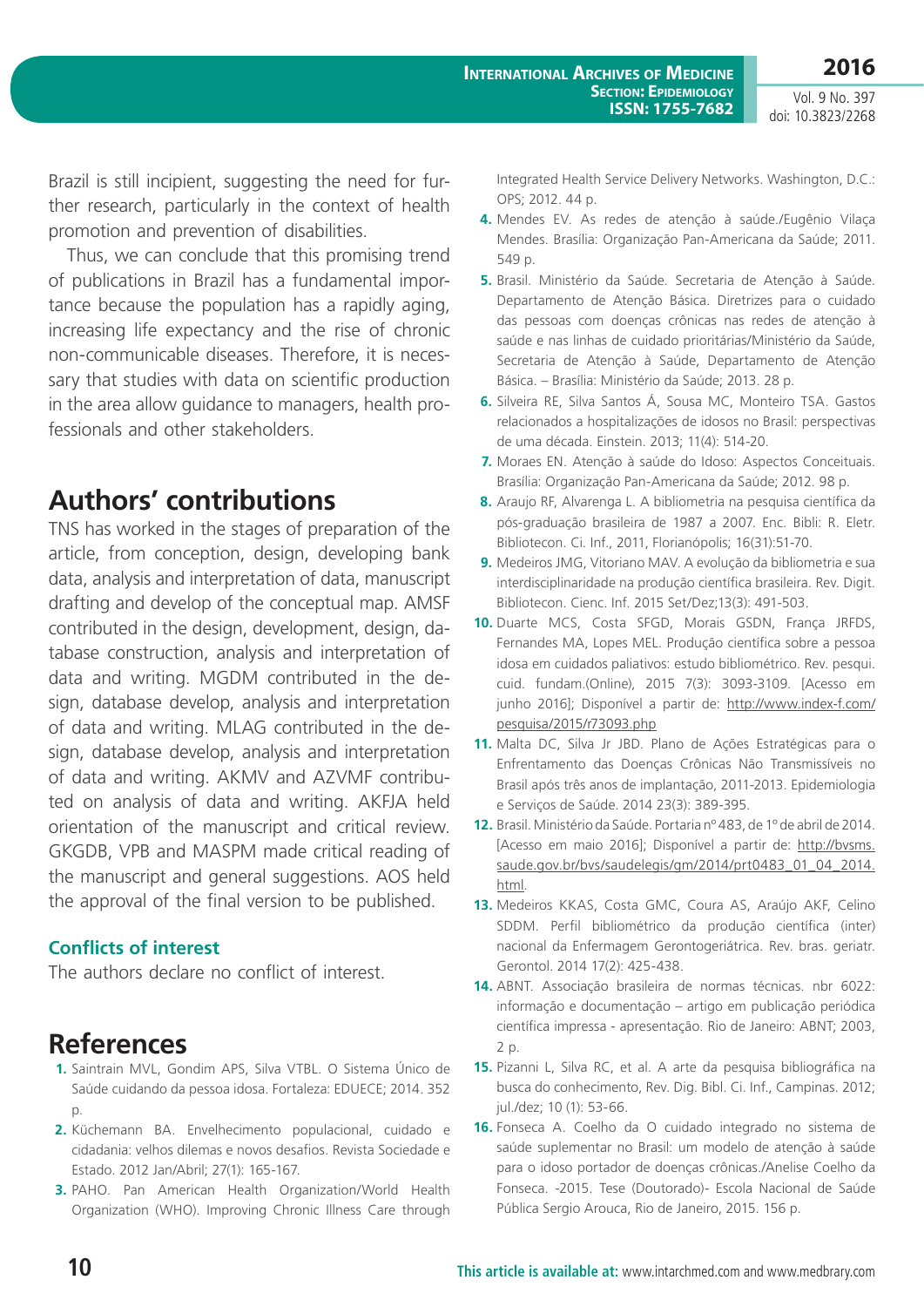Brazil is still incipient, suggesting the need for further research, particularly in the context of health promotion and prevention of disabilities.

Thus, we can conclude that this promising trend of publications in Brazil has a fundamental importance because the population has a rapidly aging, increasing life expectancy and the rise of chronic non-communicable diseases. Therefore, it is necessary that studies with data on scientific production in the area allow guidance to managers, health professionals and other stakeholders.

## Authors' contributions

TNS has worked in the stages of preparation of the article, from conception, design, developing bank data, analysis and interpretation of data, manuscript drafting and develop of the conceptual map. AMSF contributed in the design, development, design, database construction, analysis and interpretation of data and writing. MGDM contributed in the design, database develop, analysis and interpretation of data and writing. MLAG contributed in the design, database develop, analysis and interpretation of data and writing. AKMV and AZVMF contributed on analysis of data and writing. AKFJA held orientation of the manuscript and critical review. GKGDB, VPB and MASPM made critical reading of the manuscript and general suggestions. AOS held the approval of the final version to be published.

### Conflicts of interest

The authors declare no conflict of interest.

## References

1. Saintrain MVL, Gondim APS, Silva VTBL. O Sistema Único de Saúde cuidando da pessoa idosa. Fortaleza: EDUECE; 2014. 352 p.
2. Küchemann BA. Envelhecimento populacional, cuidado e cidadania: velhos dilemas e novos desafios. Revista Sociedade e Estado. 2012 Jan/Abril; 27(1): 165-167.
3. PAHO. Pan American Health Organization/World Health Organization (WHO). Improving Chronic Illness Care through Integrated Health Service Delivery Networks. Washington, D.C.: OPS; 2012. 44 p.
4. Mendes EV. As redes de atenção à saúde./Eugênio Vilaça Mendes. Brasília: Organização Pan-Americana da Saúde; 2011. 549 p.
5. Brasil. Ministério da Saúde. Secretaria de Atenção à Saúde. Departamento de Atenção Básica. Diretrizes para o cuidado das pessoas com doenças crônicas nas redes de atenção à saúde e nas linhas de cuidado prioritárias/Ministério da Saúde, Secretaria de Atenção à Saúde, Departamento de Atenção Básica. – Brasília: Ministério da Saúde; 2013. 28 p.
6. Silveira RE, Silva Santos Á, Sousa MC, Monteiro TSA. Gastos relacionados a hospitalizações de idosos no Brasil: perspectivas de uma década. Einstein. 2013; 11(4): 514-20.
7. Moraes EN. Atenção à saúde do Idoso: Aspectos Conceituais. Brasília: Organização Pan-Americana da Saúde; 2012. 98 p.
8. Araujo RF, Alvarenga L. A bibliometria na pesquisa científica da pós-graduação brasileira de 1987 a 2007. Enc. Bibli: R. Eletr. Bibliotecon. Ci. Inf., 2011, Florianópolis; 16(31):51-70.
9. Medeiros JMG, Vitoriano MAV. A evolução da bibliometria e sua interdisciplinaridade na produção científica brasileira. Rev. Digit. Bibliotecon. Cienc. Inf. 2015 Set/Dez;13(3): 491-503.
10. Duarte MCS, Costa SFGD, Morais GSDN, França JRFDS, Fernandes MA, Lopes MEL. Produção científica sobre a pessoa idosa em cuidados paliativos: estudo bibliométrico. Rev. pesqui. cuid. fundam.(Online), 2015 7(3): 3093-3109. [Acesso em junho 2016]; Disponível a partir de: http://www.index-f.com/pesquisa/2015/r73093.php
11. Malta DC, Silva Jr JBD. Plano de Ações Estratégicas para o Enfrentamento das Doenças Crônicas Não Transmissíveis no Brasil após três anos de implantação, 2011-2013. Epidemiologia e Serviços de Saúde. 2014 23(3): 389-395.
12. Brasil. Ministério da Saúde. Portaria nº 483, de 1º de abril de 2014. [Acesso em maio 2016]; Disponível a partir de: http://bvsms.saude.gov.br/bvs/saudelegis/gm/2014/prt0483_01_04_2014.html.
13. Medeiros KKAS, Costa GMC, Coura AS, Araújo AKF, Celino SDDM. Perfil bibliométrico da produção científica (inter) nacional da Enfermagem Gerontogeriátrica. Rev. bras. geriatr. Gerontol. 2014 17(2): 425-438.
14. ABNT. Associação brasileira de normas técnicas. nbr 6022: informação e documentação – artigo em publicação periódica científica impressa - apresentação. Rio de Janeiro: ABNT; 2003, 2 p.
15. Pizanni L, Silva RC, et al. A arte da pesquisa bibliográfica na busca do conhecimento, Rev. Dig. Bibl. Ci. Inf., Campinas. 2012; jul./dez; 10 (1): 53-66.
16. Fonseca A. Coelho da O cuidado integrado no sistema de saúde suplementar no Brasil: um modelo de atenção à saúde para o idoso portador de doenças crônicas./Anelise Coelho da Fonseca. -2015. Tese (Doutorado)- Escola Nacional de Saúde Pública Sergio Arouca, Rio de Janeiro, 2015. 156 p.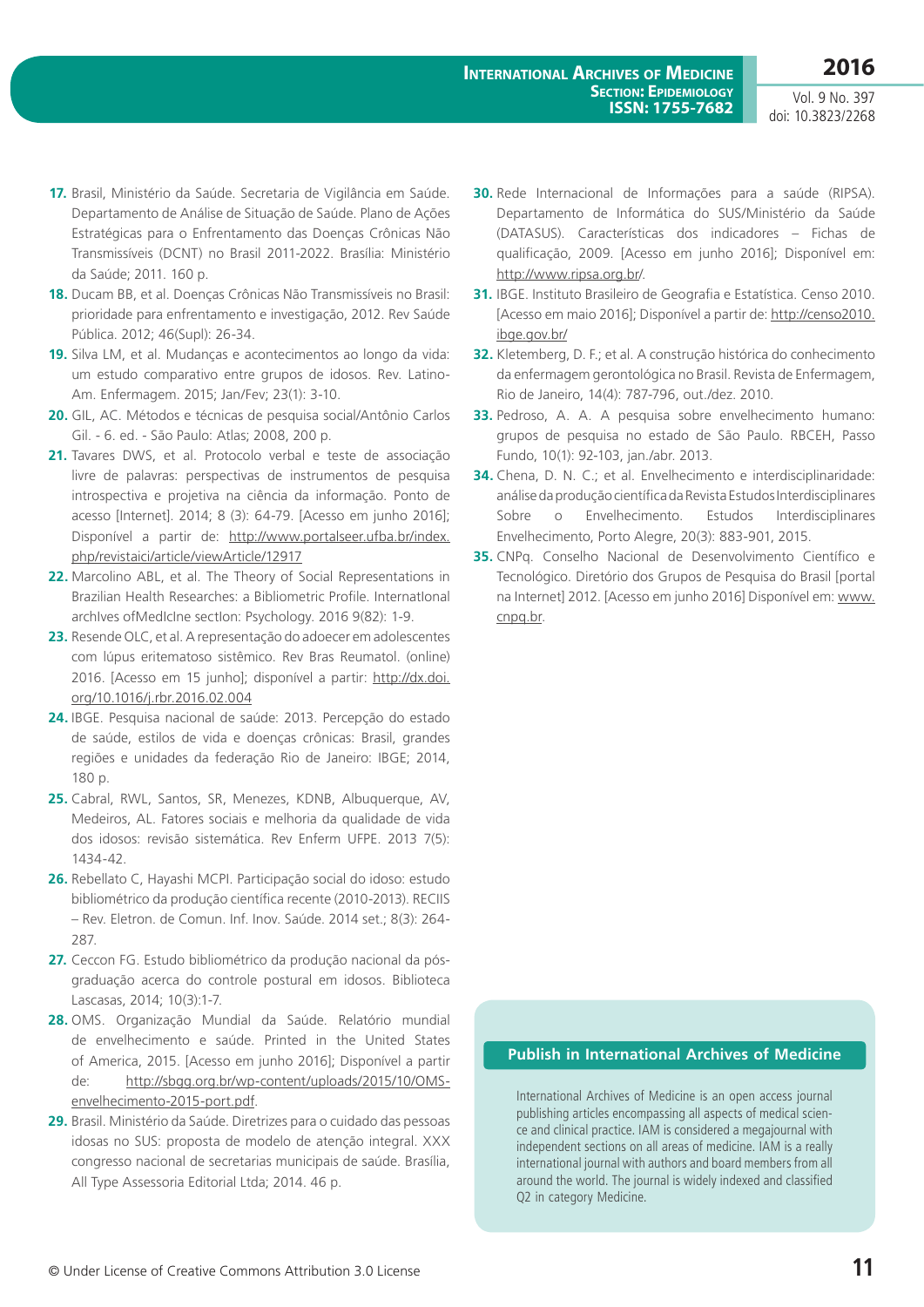17. Brasil, Ministério da Saúde. Secretaria de Vigilância em Saúde. Departamento de Análise de Situação de Saúde. Plano de Ações Estratégicas para o Enfrentamento das Doenças Crônicas Não Transmissíveis (DCNT) no Brasil 2011-2022. Brasília: Ministério da Saúde; 2011. 160 p.

18. Ducam BB, et al. Doenças Crônicas Não Transmissíveis no Brasil: prioridade para enfrentamento e investigação, 2012. Rev Saúde Pública. 2012; 46(Supl): 26-34.

19. Silva LM, et al. Mudanças e acontecimentos ao longo da vida: um estudo comparativo entre grupos de idosos. Rev. Latino-Am. Enfermagem. 2015; Jan/Fev; 23(1): 3-10.

20. GIL, AC. Métodos e técnicas de pesquisa social/Antônio Carlos Gil. - 6. ed. - São Paulo: Atlas; 2008, 200 p.

21. Tavares DWS, et al. Protocolo verbal e teste de associação livre de palavras: perspectivas de instrumentos de pesquisa introspectiva e projetiva na ciência da informação. Ponto de acesso [Internet]. 2014; 8 (3): 64-79. [Acesso em junho 2016]; Disponível a partir de: http://www.portalseer.ufba.br/index.php/revistaici/article/viewArticle/12917

22. Marcolino ABL, et al. The Theory of Social Representations in Brazilian Health Researches: a Bibliometric Profile. InternatIonal archIves ofMedIcIne sectIon: Psychology. 2016 9(82): 1-9.

23. Resende OLC, et al. A representação do adoecer em adolescentes com lúpus eritematoso sistêmico. Rev Bras Reumatol. (online) 2016. [Acesso em 15 junho]; disponível a partir: http://dx.doi.org/10.1016/j.rbr.2016.02.004

24. IBGE. Pesquisa nacional de saúde: 2013. Percepção do estado de saúde, estilos de vida e doenças crônicas: Brasil, grandes regiões e unidades da federação Rio de Janeiro: IBGE; 2014, 180 p.

25. Cabral, RWL, Santos, SR, Menezes, KDNB, Albuquerque, AV, Medeiros, AL. Fatores sociais e melhoria da qualidade de vida dos idosos: revisão sistemática. Rev Enferm UFPE. 2013 7(5): 1434-42.

26. Rebellato C, Hayashi MCPI. Participação social do idoso: estudo bibliométrico da produção científica recente (2010-2013). RECIIS – Rev. Eletron. de Comun. Inf. Inov. Saúde. 2014 set.; 8(3): 264-287.

27. Ceccon FG. Estudo bibliométrico da produção nacional da pós-graduação acerca do controle postural em idosos. Biblioteca Lascasas, 2014; 10(3):1-7.

28. OMS. Organização Mundial da Saúde. Relatório mundial de envelhecimento e saúde. Printed in the United States of America, 2015. [Acesso em junho 2016]; Disponível a partir de: http://sbgg.org.br/wp-content/uploads/2015/10/OMS-envelhecimento-2015-port.pdf.

29. Brasil. Ministério da Saúde. Diretrizes para o cuidado das pessoas idosas no SUS: proposta de modelo de atenção integral. XXX congresso nacional de secretarias municipais de saúde. Brasília, All Type Assessoria Editorial Ltda; 2014. 46 p.

30. Rede Internacional de Informações para a saúde (RIPSA). Departamento de Informática do SUS/Ministério da Saúde (DATASUS). Características dos indicadores – Fichas de qualificação, 2009. [Acesso em junho 2016]; Disponível em: http://www.ripsa.org.br/.

31. IBGE. Instituto Brasileiro de Geografia e Estatística. Censo 2010. [Acesso em maio 2016]; Disponível a partir de: http://censo2010.ibge.gov.br/

32. Kletemberg, D. F.; et al. A construção histórica do conhecimento da enfermagem gerontológica no Brasil. Revista de Enfermagem, Rio de Janeiro, 14(4): 787-796, out./dez. 2010.

33. Pedroso, A. A. A pesquisa sobre envelhecimento humano: grupos de pesquisa no estado de São Paulo. RBCEH, Passo Fundo, 10(1): 92-103, jan./abr. 2013.

34. Chena, D. N. C.; et al. Envelhecimento e interdisciplinaridade: análise da produção científica da Revista Estudos Interdisciplinares Sobre o Envelhecimento. Estudos Interdisciplinares Envelhecimento, Porto Alegre, 20(3): 883-901, 2015.

35. CNPq. Conselho Nacional de Desenvolvimento Científico e Tecnológico. Diretório dos Grupos de Pesquisa do Brasil [portal na Internet] 2012. [Acesso em junho 2016] Disponível em: www.cnpq.br.

**Publish in International Archives of Medicine**

International Archives of Medicine is an open access journal publishing articles encompassing all aspects of medical science and clinical practice. IAM is considered a megajournal with independent sections on all areas of medicine. IAM is a really international journal with authors and board members from all around the world. The journal is widely indexed and classified Q2 in category Medicine.